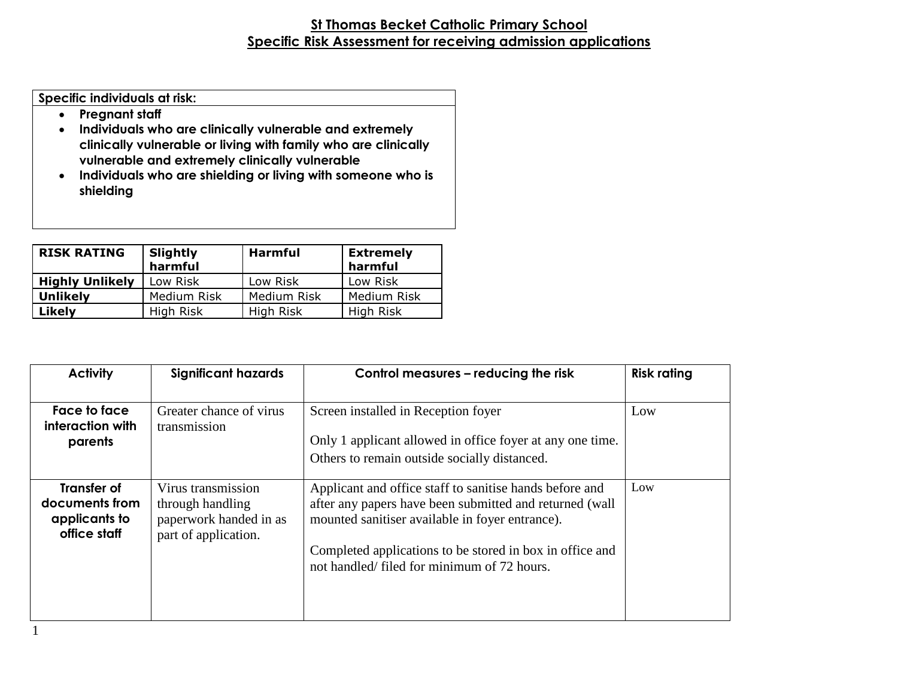# St Thomas Becket Catholic Primary School

## Specific Risk Assessment for receiving admission applications

**Specific individuals at risk:**

- **Pregnant staff**
- **Individuals who are clinically vulnerable and extremely clinically vulnerable or living with family who are clinically vulnerable and extremely clinically vulnerable**
- **Individuals who are shielding or living with someone who is shielding**

| RISK RATING | Slightly harmful | Harmful | Extremely harmful |
| --- | --- | --- | --- |
| **Highly Unlikely** | Low Risk | Low Risk | Low Risk |
| **Unlikely** | Medium Risk | Medium Risk | Medium Risk |
| **Likely** | High Risk | High Risk | High Risk |

| Activity | Significant hazards | Control measures – reducing the risk | Risk rating |
| --- | --- | --- | --- |
| **Face to face interaction with parents** | Greater chance of virus transmission | Screen installed in Reception foyer<br><br>Only 1 applicant allowed in office foyer at any one time. Others to remain outside socially distanced. | Low |
| **Transfer of documents from applicants to office staff** | Virus transmission through handling paperwork handed in as part of application. | Applicant and office staff to sanitise hands before and after any papers have been submitted and returned (wall mounted sanitiser available in foyer entrance).<br><br>Completed applications to be stored in box in office and not handled/ filed for minimum of 72 hours. | Low |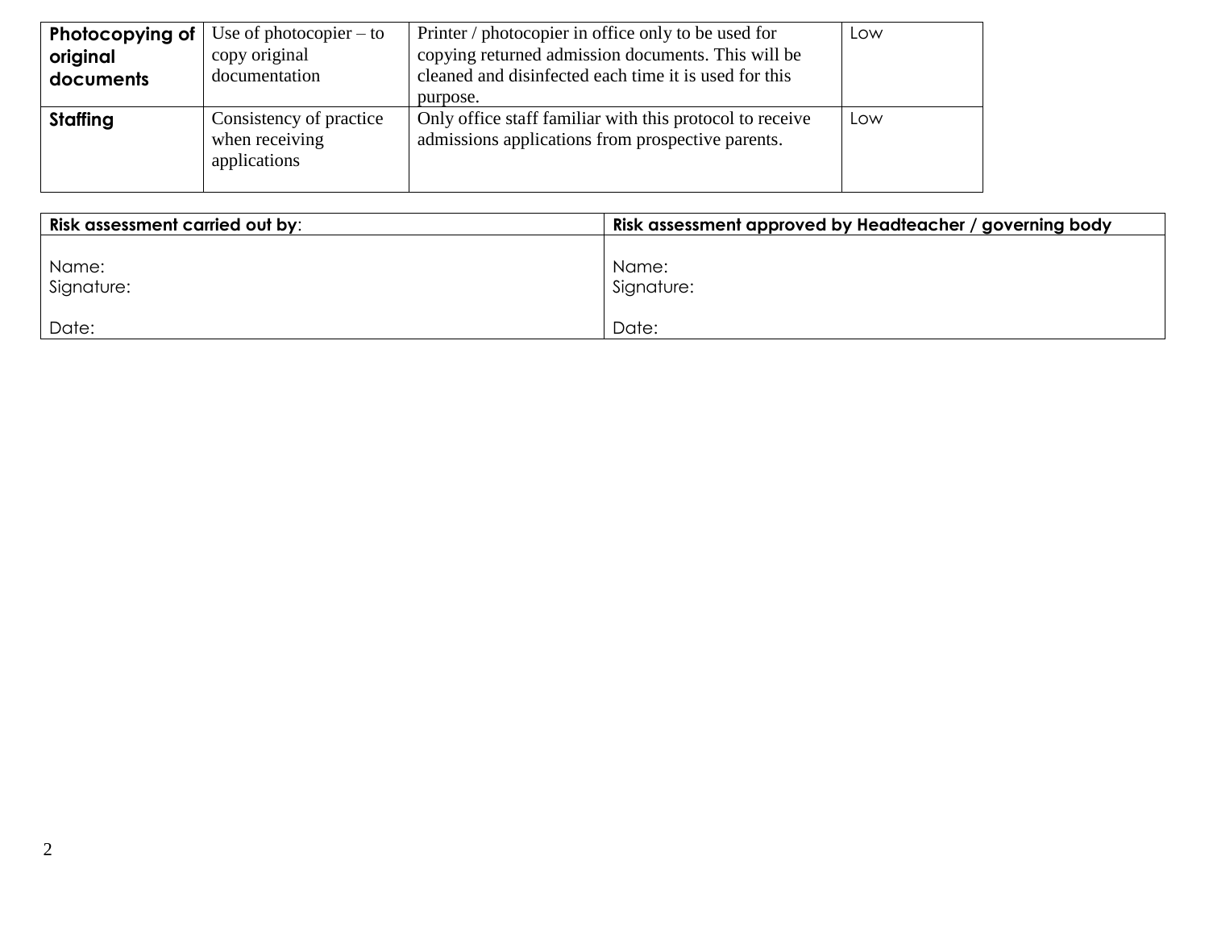| | | | |
|---|---|---|---|
| **Photocopying of original documents** | Use of photocopier – to copy original documentation | Printer / photocopier in office only to be used for copying returned admission documents. This will be cleaned and disinfected each time it is used for this purpose. | Low |
| **Staffing** | Consistency of practice when receiving applications | Only office staff familiar with this protocol to receive admissions applications from prospective parents. | Low |

| **Risk assessment carried out by**: | **Risk assessment approved by Headteacher / governing body** |
|---|---|
| Name:<br>Signature:<br><br>Date: | Name:<br>Signature:<br><br>Date: |